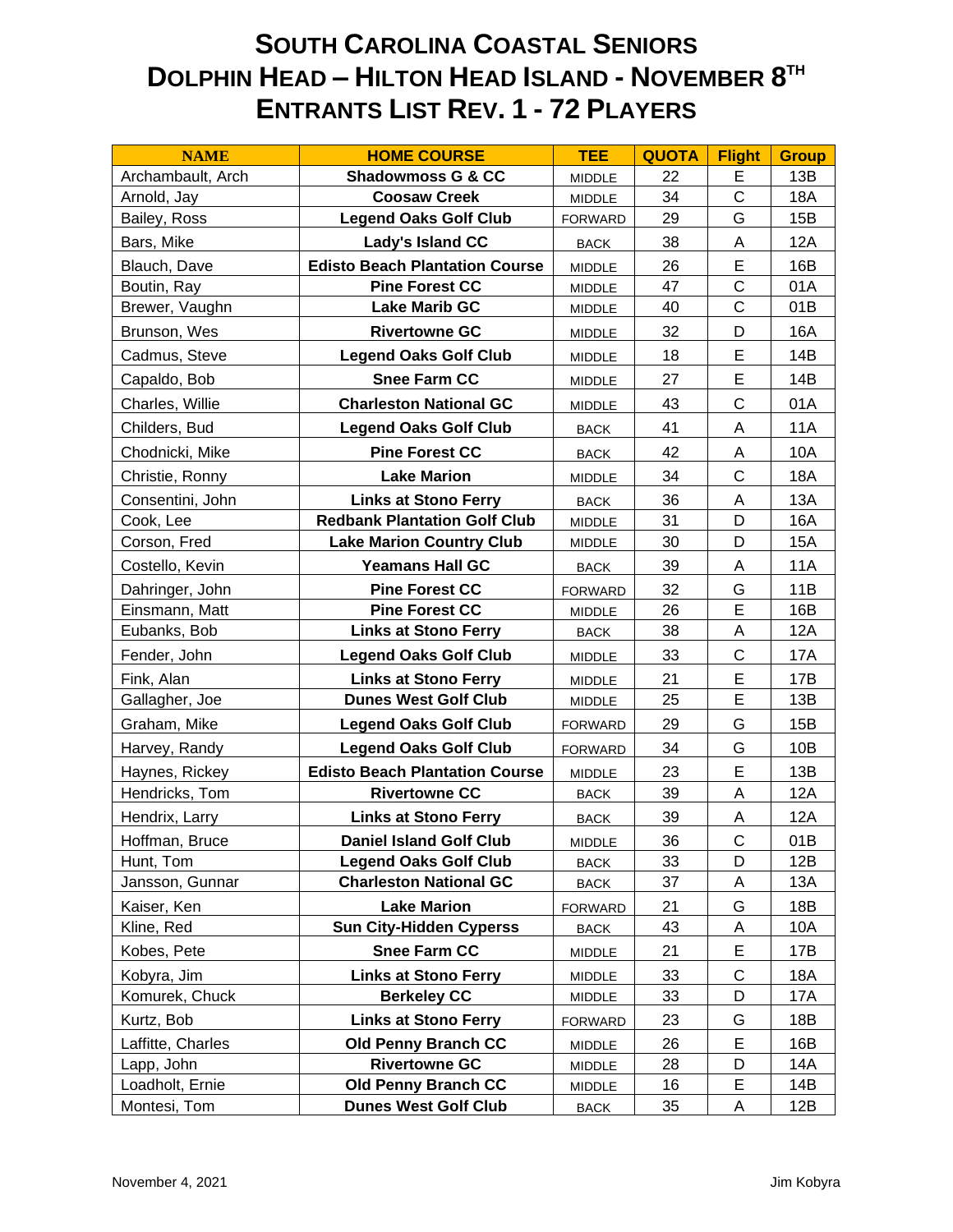# SOUTH CAROLINA COASTAL SENIORS
# DOLPHIN HEAD – HILTON HEAD ISLAND - NOVEMBER 8TH
# ENTRANTS LIST REV. 1 - 72 PLAYERS

| NAME | HOME COURSE | TEE | QUOTA | Flight | Group |
|---|---|---|---|---|---|
| Archambault, Arch | **Shadowmoss G & CC** | MIDDLE | 22 | E | 13B |
| Arnold, Jay | **Coosaw Creek** | MIDDLE | 34 | C | 18A |
| Bailey, Ross | **Legend Oaks Golf Club** | FORWARD | 29 | G | 15B |
| Bars, Mike | **Lady's Island CC** | BACK | 38 | A | 12A |
| Blauch, Dave | **Edisto Beach Plantation Course** | MIDDLE | 26 | E | 16B |
| Boutin, Ray | **Pine Forest CC** | MIDDLE | 47 | C | 01A |
| Brewer, Vaughn | **Lake Marib GC** | MIDDLE | 40 | C | 01B |
| Brunson, Wes | **Rivertowne GC** | MIDDLE | 32 | D | 16A |
| Cadmus, Steve | **Legend Oaks Golf Club** | MIDDLE | 18 | E | 14B |
| Capaldo, Bob | **Snee Farm CC** | MIDDLE | 27 | E | 14B |
| Charles, Willie | **Charleston National GC** | MIDDLE | 43 | C | 01A |
| Childers, Bud | **Legend Oaks Golf Club** | BACK | 41 | A | 11A |
| Chodnicki, Mike | **Pine Forest CC** | BACK | 42 | A | 10A |
| Christie, Ronny | **Lake Marion** | MIDDLE | 34 | C | 18A |
| Consentini, John | **Links at Stono Ferry** | BACK | 36 | A | 13A |
| Cook, Lee | **Redbank Plantation Golf Club** | MIDDLE | 31 | D | 16A |
| Corson, Fred | **Lake Marion Country Club** | MIDDLE | 30 | D | 15A |
| Costello, Kevin | **Yeamans Hall GC** | BACK | 39 | A | 11A |
| Dahringer, John | **Pine Forest CC** | FORWARD | 32 | G | 11B |
| Einsmann, Matt | **Pine Forest CC** | MIDDLE | 26 | E | 16B |
| Eubanks, Bob | **Links at Stono Ferry** | BACK | 38 | A | 12A |
| Fender, John | **Legend Oaks Golf Club** | MIDDLE | 33 | C | 17A |
| Fink, Alan | **Links at Stono Ferry** | MIDDLE | 21 | E | 17B |
| Gallagher, Joe | **Dunes West Golf Club** | MIDDLE | 25 | E | 13B |
| Graham, Mike | **Legend Oaks Golf Club** | FORWARD | 29 | G | 15B |
| Harvey, Randy | **Legend Oaks Golf Club** | FORWARD | 34 | G | 10B |
| Haynes, Rickey | **Edisto Beach Plantation Course** | MIDDLE | 23 | E | 13B |
| Hendricks, Tom | **Rivertowne CC** | BACK | 39 | A | 12A |
| Hendrix, Larry | **Links at Stono Ferry** | BACK | 39 | A | 12A |
| Hoffman, Bruce | **Daniel Island Golf Club** | MIDDLE | 36 | C | 01B |
| Hunt, Tom | **Legend Oaks Golf Club** | BACK | 33 | D | 12B |
| Jansson, Gunnar | **Charleston National GC** | BACK | 37 | A | 13A |
| Kaiser, Ken | **Lake Marion** | FORWARD | 21 | G | 18B |
| Kline, Red | **Sun City-Hidden Cyperss** | BACK | 43 | A | 10A |
| Kobes, Pete | **Snee Farm CC** | MIDDLE | 21 | E | 17B |
| Kobyra, Jim | **Links at Stono Ferry** | MIDDLE | 33 | C | 18A |
| Komurek, Chuck | **Berkeley CC** | MIDDLE | 33 | D | 17A |
| Kurtz, Bob | **Links at Stono Ferry** | FORWARD | 23 | G | 18B |
| Laffitte, Charles | **Old Penny Branch CC** | MIDDLE | 26 | E | 16B |
| Lapp, John | **Rivertowne GC** | MIDDLE | 28 | D | 14A |
| Loadholt, Ernie | **Old Penny Branch CC** | MIDDLE | 16 | E | 14B |
| Montesi, Tom | **Dunes West Golf Club** | BACK | 35 | A | 12B |

November 4, 2021 — Jim Kobyra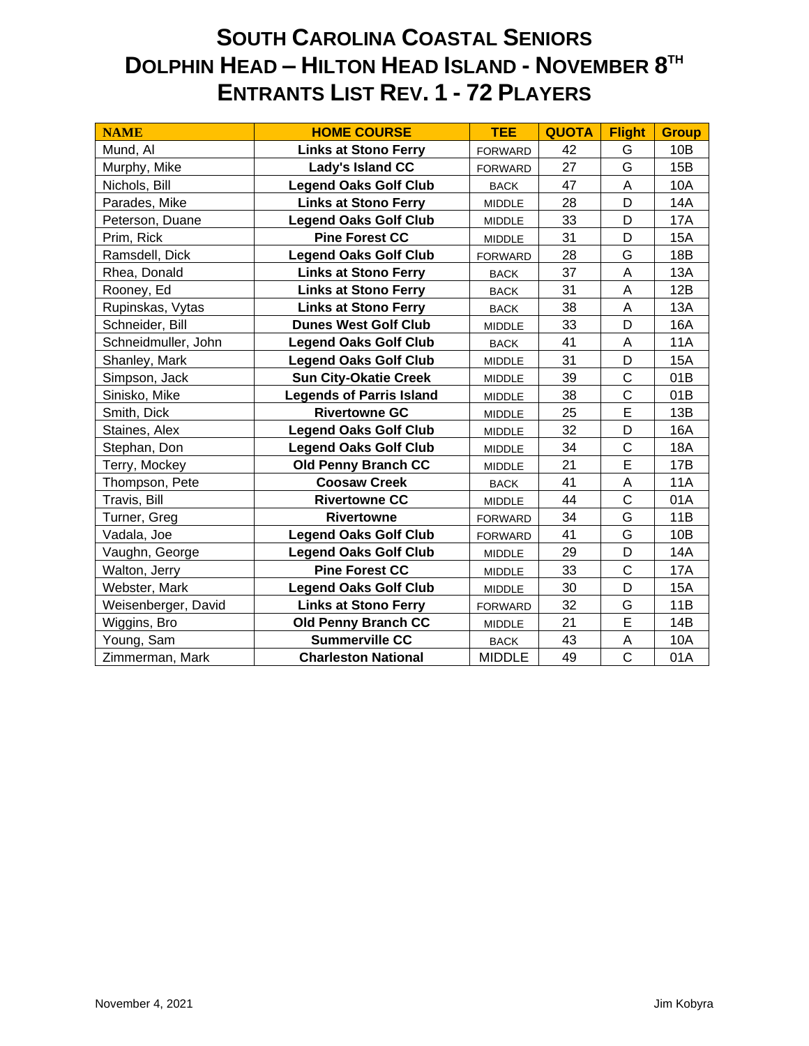# SOUTH CAROLINA COASTAL SENIORS
# DOLPHIN HEAD – HILTON HEAD ISLAND - NOVEMBER 8TH
# ENTRANTS LIST REV. 1 - 72 PLAYERS

| NAME | HOME COURSE | TEE | QUOTA | Flight | Group |
|---|---|---|---|---|---|
| Mund, Al | **Links at Stono Ferry** | FORWARD | 42 | G | 10B |
| Murphy, Mike | **Lady's Island CC** | FORWARD | 27 | G | 15B |
| Nichols, Bill | **Legend Oaks Golf Club** | BACK | 47 | A | 10A |
| Parades, Mike | **Links at Stono Ferry** | MIDDLE | 28 | D | 14A |
| Peterson, Duane | **Legend Oaks Golf Club** | MIDDLE | 33 | D | 17A |
| Prim, Rick | **Pine Forest CC** | MIDDLE | 31 | D | 15A |
| Ramsdell, Dick | **Legend Oaks Golf Club** | FORWARD | 28 | G | 18B |
| Rhea, Donald | **Links at Stono Ferry** | BACK | 37 | A | 13A |
| Rooney, Ed | **Links at Stono Ferry** | BACK | 31 | A | 12B |
| Rupinskas, Vytas | **Links at Stono Ferry** | BACK | 38 | A | 13A |
| Schneider, Bill | **Dunes West Golf Club** | MIDDLE | 33 | D | 16A |
| Schneidmuller, John | **Legend Oaks Golf Club** | BACK | 41 | A | 11A |
| Shanley, Mark | **Legend Oaks Golf Club** | MIDDLE | 31 | D | 15A |
| Simpson, Jack | **Sun City-Okatie Creek** | MIDDLE | 39 | C | 01B |
| Sinisko, Mike | **Legends of Parris Island** | MIDDLE | 38 | C | 01B |
| Smith, Dick | **Rivertowne GC** | MIDDLE | 25 | E | 13B |
| Staines, Alex | **Legend Oaks Golf Club** | MIDDLE | 32 | D | 16A |
| Stephan, Don | **Legend Oaks Golf Club** | MIDDLE | 34 | C | 18A |
| Terry, Mockey | **Old Penny Branch CC** | MIDDLE | 21 | E | 17B |
| Thompson, Pete | **Coosaw Creek** | BACK | 41 | A | 11A |
| Travis, Bill | **Rivertowne CC** | MIDDLE | 44 | C | 01A |
| Turner, Greg | **Rivertowne** | FORWARD | 34 | G | 11B |
| Vadala, Joe | **Legend Oaks Golf Club** | FORWARD | 41 | G | 10B |
| Vaughn, George | **Legend Oaks Golf Club** | MIDDLE | 29 | D | 14A |
| Walton, Jerry | **Pine Forest CC** | MIDDLE | 33 | C | 17A |
| Webster, Mark | **Legend Oaks Golf Club** | MIDDLE | 30 | D | 15A |
| Weisenberger, David | **Links at Stono Ferry** | FORWARD | 32 | G | 11B |
| Wiggins, Bro | **Old Penny Branch CC** | MIDDLE | 21 | E | 14B |
| Young, Sam | **Summerville CC** | BACK | 43 | A | 10A |
| Zimmerman, Mark | **Charleston National** | MIDDLE | 49 | C | 01A |

November 4, 2021

Jim Kobyra